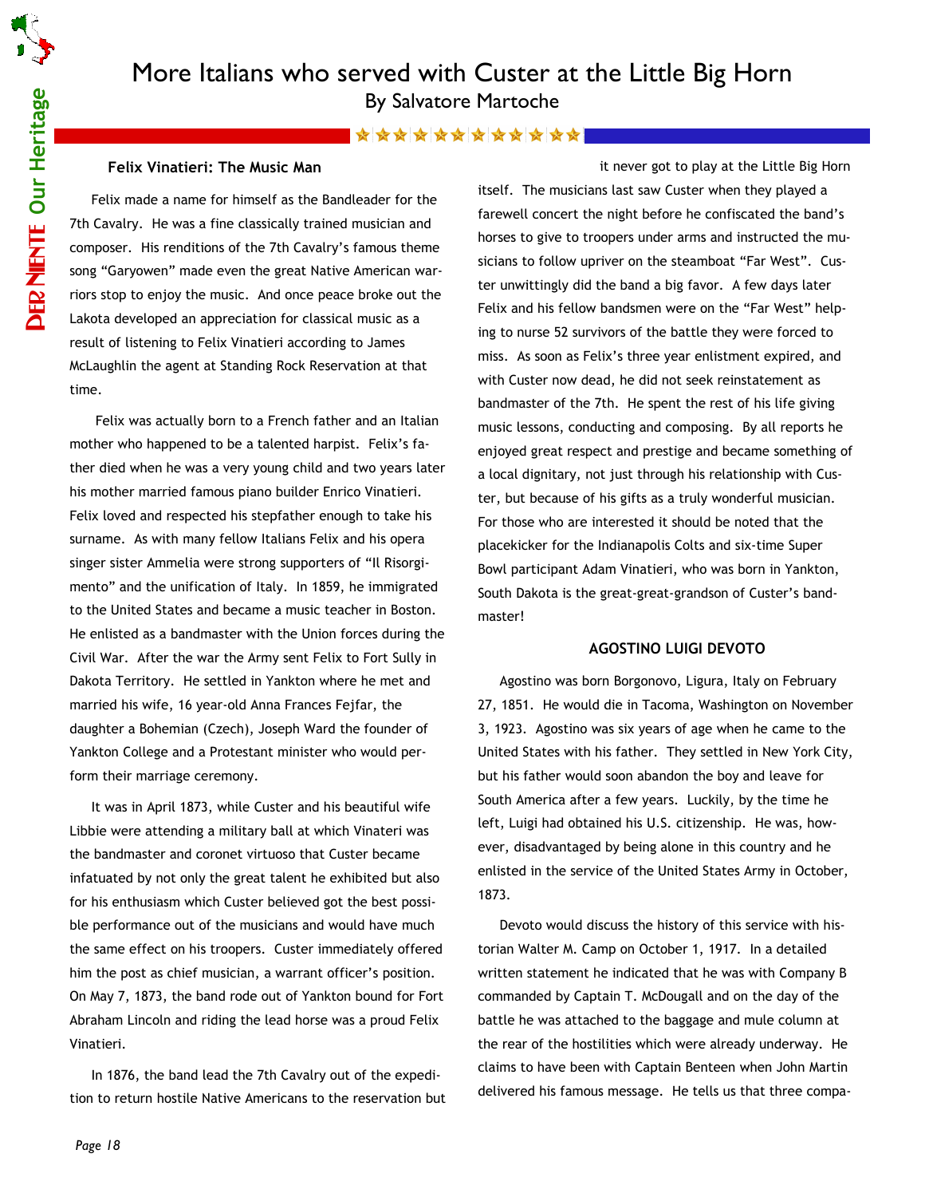# More Italians who served with Custer at the Little Big Horn

By Salvatore Martoche

### Felix Vinatieri: The Music Man

Felix made a name for himself as the Bandleader for the 7th Cavalry. He was a fine classically trained musician and composer. His renditions of the 7th Cavalry's famous theme song "Garyowen" made even the great Native American warriors stop to enjoy the music. And once peace broke out the Lakota developed an appreciation for classical music as a result of listening to Felix Vinatieri according to James McLaughlin the agent at Standing Rock Reservation at that time.

Felix was actually born to a French father and an Italian mother who happened to be a talented harpist. Felix's father died when he was a very young child and two years later his mother married famous piano builder Enrico Vinatieri. Felix loved and respected his stepfather enough to take his surname. As with many fellow Italians Felix and his opera singer sister Ammelia were strong supporters of "Il Risorgimento" and the unification of Italy. In 1859, he immigrated to the United States and became a music teacher in Boston. He enlisted as a bandmaster with the Union forces during the Civil War. After the war the Army sent Felix to Fort Sully in Dakota Territory. He settled in Yankton where he met and married his wife, 16 year-old Anna Frances Fejfar, the daughter a Bohemian (Czech), Joseph Ward the founder of Yankton College and a Protestant minister who would perform their marriage ceremony.

It was in April 1873, while Custer and his beautiful wife Libbie were attending a military ball at which Vinateri was the bandmaster and coronet virtuoso that Custer became infatuated by not only the great talent he exhibited but also for his enthusiasm which Custer believed got the best possible performance out of the musicians and would have much the same effect on his troopers. Custer immediately offered him the post as chief musician, a warrant officer's position. On May 7, 1873, the band rode out of Yankton bound for Fort Abraham Lincoln and riding the lead horse was a proud Felix Vinatieri.

In 1876, the band lead the 7th Cavalry out of the expedition to return hostile Native Americans to the reservation but it never got to play at the Little Big Horn itself. The musicians last saw Custer when they played a farewell concert the night before he confiscated the band's horses to give to troopers under arms and instructed the musicians to follow upriver on the steamboat "Far West". Custer unwittingly did the band a big favor. A few days later Felix and his fellow bandsmen were on the "Far West" helping to nurse 52 survivors of the battle they were forced to miss. As soon as Felix's three year enlistment expired, and with Custer now dead, he did not seek reinstatement as bandmaster of the 7th. He spent the rest of his life giving music lessons, conducting and composing. By all reports he enjoyed great respect and prestige and became something of a local dignitary, not just through his relationship with Custer, but because of his gifts as a truly wonderful musician. For those who are interested it should be noted that the placekicker for the Indianapolis Colts and six-time Super Bowl participant Adam Vinatieri, who was born in Yankton, South Dakota is the great-great-grandson of Custer's bandmaster!

### AGOSTINO LUIGI DEVOTO

Agostino was born Borgonovo, Ligura, Italy on February 27, 1851. He would die in Tacoma, Washington on November 3, 1923. Agostino was six years of age when he came to the United States with his father. They settled in New York City, but his father would soon abandon the boy and leave for South America after a few years. Luckily, by the time he left, Luigi had obtained his U.S. citizenship. He was, however, disadvantaged by being alone in this country and he enlisted in the service of the United States Army in October, 1873.

Devoto would discuss the history of this service with historian Walter M. Camp on October 1, 1917. In a detailed written statement he indicated that he was with Company B commanded by Captain T. McDougall and on the day of the battle he was attached to the baggage and mule column at the rear of the hostilities which were already underway. He claims to have been with Captain Benteen when John Martin delivered his famous message. He tells us that three compa-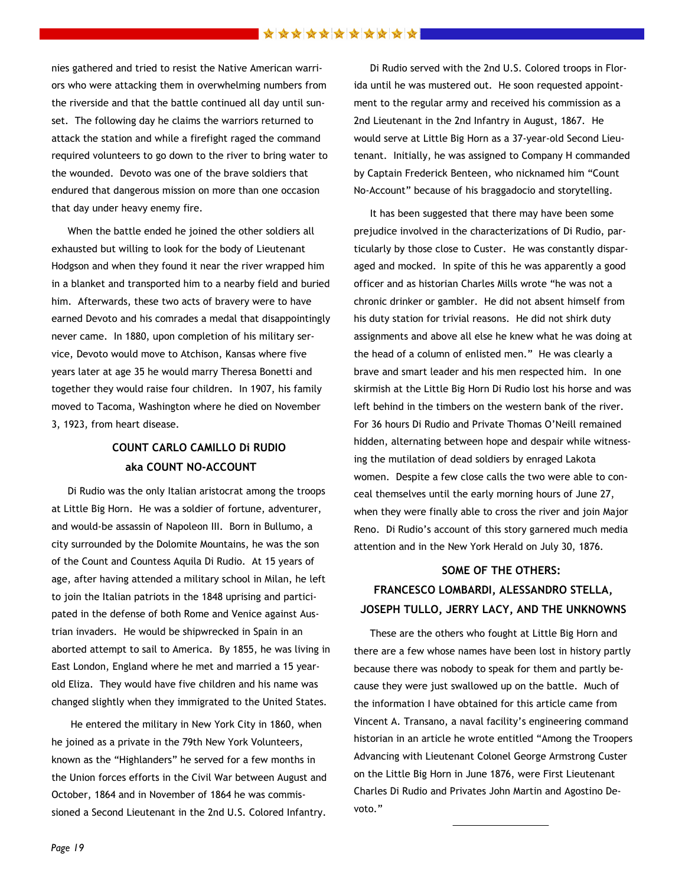nies gathered and tried to resist the Native American warriors who were attacking them in overwhelming numbers from the riverside and that the battle continued all day until sunset. The following day he claims the warriors returned to attack the station and while a firefight raged the command required volunteers to go down to the river to bring water to the wounded. Devoto was one of the brave soldiers that endured that dangerous mission on more than one occasion that day under heavy enemy fire.

When the battle ended he joined the other soldiers all exhausted but willing to look for the body of Lieutenant Hodgson and when they found it near the river wrapped him in a blanket and transported him to a nearby field and buried him. Afterwards, these two acts of bravery were to have earned Devoto and his comrades a medal that disappointingly never came. In 1880, upon completion of his military service, Devoto would move to Atchison, Kansas where five years later at age 35 he would marry Theresa Bonetti and together they would raise four children. In 1907, his family moved to Tacoma, Washington where he died on November 3, 1923, from heart disease.

### COUNT CARLO CAMILLO Di RUDIO aka COUNT NO-ACCOUNT

Di Rudio was the only Italian aristocrat among the troops at Little Big Horn. He was a soldier of fortune, adventurer, and would-be assassin of Napoleon III. Born in Bullumo, a city surrounded by the Dolomite Mountains, he was the son of the Count and Countess Aquila Di Rudio. At 15 years of age, after having attended a military school in Milan, he left to join the Italian patriots in the 1848 uprising and participated in the defense of both Rome and Venice against Austrian invaders. He would be shipwrecked in Spain in an aborted attempt to sail to America. By 1855, he was living in East London, England where he met and married a 15 year-old Eliza. They would have five children and his name was changed slightly when they immigrated to the United States.

He entered the military in New York City in 1860, when he joined as a private in the 79th New York Volunteers, known as the "Highlanders" he served for a few months in the Union forces efforts in the Civil War between August and October, 1864 and in November of 1864 he was commissioned a Second Lieutenant in the 2nd U.S. Colored Infantry.

Di Rudio served with the 2nd U.S. Colored troops in Florida until he was mustered out. He soon requested appointment to the regular army and received his commission as a 2nd Lieutenant in the 2nd Infantry in August, 1867. He would serve at Little Big Horn as a 37-year-old Second Lieutenant. Initially, he was assigned to Company H commanded by Captain Frederick Benteen, who nicknamed him "Count No-Account" because of his braggadocio and storytelling.

It has been suggested that there may have been some prejudice involved in the characterizations of Di Rudio, particularly by those close to Custer. He was constantly disparaged and mocked. In spite of this he was apparently a good officer and as historian Charles Mills wrote "he was not a chronic drinker or gambler. He did not absent himself from his duty station for trivial reasons. He did not shirk duty assignments and above all else he knew what he was doing at the head of a column of enlisted men." He was clearly a brave and smart leader and his men respected him. In one skirmish at the Little Big Horn Di Rudio lost his horse and was left behind in the timbers on the western bank of the river. For 36 hours Di Rudio and Private Thomas O'Neill remained hidden, alternating between hope and despair while witnessing the mutilation of dead soldiers by enraged Lakota women. Despite a few close calls the two were able to conceal themselves until the early morning hours of June 27, when they were finally able to cross the river and join Major Reno. Di Rudio's account of this story garnered much media attention and in the New York Herald on July 30, 1876.

### SOME OF THE OTHERS: FRANCESCO LOMBARDI, ALESSANDRO STELLA, JOSEPH TULLO, JERRY LACY, AND THE UNKNOWNS

These are the others who fought at Little Big Horn and there are a few whose names have been lost in history partly because there was nobody to speak for them and partly because they were just swallowed up on the battle. Much of the information I have obtained for this article came from Vincent A. Transano, a naval facility's engineering command historian in an article he wrote entitled "Among the Troopers Advancing with Lieutenant Colonel George Armstrong Custer on the Little Big Horn in June 1876, were First Lieutenant Charles Di Rudio and Privates John Martin and Agostino Devoto."